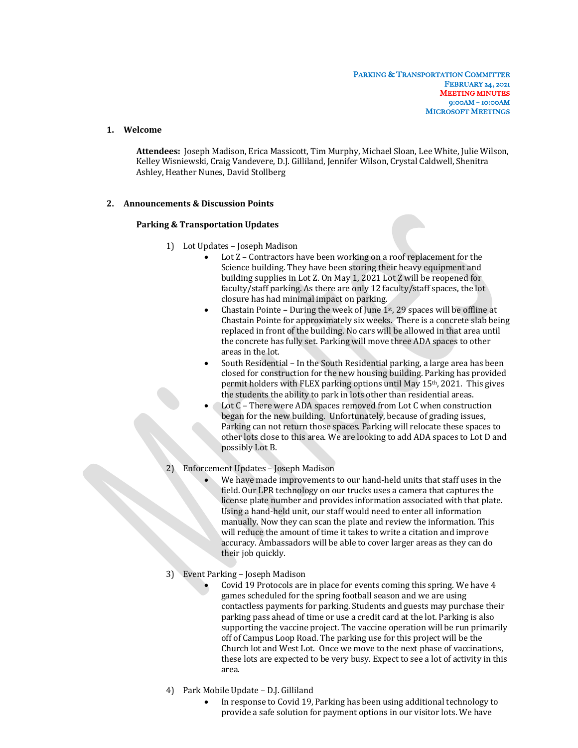**Parking & Transportation Committee**
**February 24, 2021**
**Meeting Minutes**
**9:00AM – 10:00AM**
**Microsoft Meetings**

## 1. Welcome

**Attendees:** Joseph Madison, Erica Massicott, Tim Murphy, Michael Sloan, Lee White, Julie Wilson, Kelley Wisniewski, Craig Vandevere, D.J. Gilliland, Jennifer Wilson, Crystal Caldwell, Shenitra Ashley, Heather Nunes, David Stollberg

## 2. Announcements & Discussion Points

### Parking & Transportation Updates

1) Lot Updates – Joseph Madison
   - Lot Z – Contractors have been working on a roof replacement for the Science building. They have been storing their heavy equipment and building supplies in Lot Z. On May 1, 2021 Lot Z will be reopened for faculty/staff parking. As there are only 12 faculty/staff spaces, the lot closure has had minimal impact on parking.
   - Chastain Pointe – During the week of June 1st, 29 spaces will be offline at Chastain Pointe for approximately six weeks. There is a concrete slab being replaced in front of the building. No cars will be allowed in that area until the concrete has fully set. Parking will move three ADA spaces to other areas in the lot.
   - South Residential – In the South Residential parking, a large area has been closed for construction for the new housing building. Parking has provided permit holders with FLEX parking options until May 15th, 2021. This gives the students the ability to park in lots other than residential areas.
   - Lot C – There were ADA spaces removed from Lot C when construction began for the new building. Unfortunately, because of grading issues, Parking can not return those spaces. Parking will relocate these spaces to other lots close to this area. We are looking to add ADA spaces to Lot D and possibly Lot B.

2) Enforcement Updates – Joseph Madison
   - We have made improvements to our hand-held units that staff uses in the field. Our LPR technology on our trucks uses a camera that captures the license plate number and provides information associated with that plate. Using a hand-held unit, our staff would need to enter all information manually. Now they can scan the plate and review the information. This will reduce the amount of time it takes to write a citation and improve accuracy. Ambassadors will be able to cover larger areas as they can do their job quickly.

3) Event Parking – Joseph Madison
   - Covid 19 Protocols are in place for events coming this spring. We have 4 games scheduled for the spring football season and we are using contactless payments for parking. Students and guests may purchase their parking pass ahead of time or use a credit card at the lot. Parking is also supporting the vaccine project. The vaccine operation will be run primarily off of Campus Loop Road. The parking use for this project will be the Church lot and West Lot. Once we move to the next phase of vaccinations, these lots are expected to be very busy. Expect to see a lot of activity in this area.

4) Park Mobile Update – D.J. Gilliland
   - In response to Covid 19, Parking has been using additional technology to provide a safe solution for payment options in our visitor lots. We have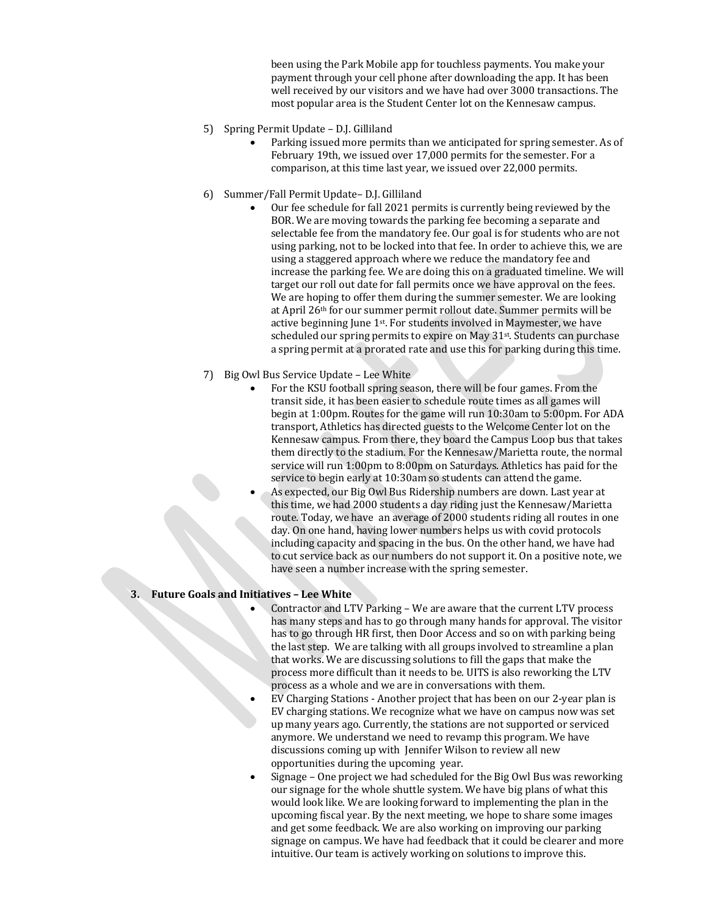been using the Park Mobile app for touchless payments. You make your payment through your cell phone after downloading the app. It has been well received by our visitors and we have had over 3000 transactions. The most popular area is the Student Center lot on the Kennesaw campus.

5) Spring Permit Update – D.J. Gilliland
   - Parking issued more permits than we anticipated for spring semester. As of February 19th, we issued over 17,000 permits for the semester. For a comparison, at this time last year, we issued over 22,000 permits.

6) Summer/Fall Permit Update– D.J. Gilliland
   - Our fee schedule for fall 2021 permits is currently being reviewed by the BOR. We are moving towards the parking fee becoming a separate and selectable fee from the mandatory fee. Our goal is for students who are not using parking, not to be locked into that fee. In order to achieve this, we are using a staggered approach where we reduce the mandatory fee and increase the parking fee. We are doing this on a graduated timeline. We will target our roll out date for fall permits once we have approval on the fees. We are hoping to offer them during the summer semester. We are looking at April 26th for our summer permit rollout date. Summer permits will be active beginning June 1st. For students involved in Maymester, we have scheduled our spring permits to expire on May 31st. Students can purchase a spring permit at a prorated rate and use this for parking during this time.

7) Big Owl Bus Service Update – Lee White
   - For the KSU football spring season, there will be four games. From the transit side, it has been easier to schedule route times as all games will begin at 1:00pm. Routes for the game will run 10:30am to 5:00pm. For ADA transport, Athletics has directed guests to the Welcome Center lot on the Kennesaw campus. From there, they board the Campus Loop bus that takes them directly to the stadium. For the Kennesaw/Marietta route, the normal service will run 1:00pm to 8:00pm on Saturdays. Athletics has paid for the service to begin early at 10:30am so students can attend the game.
   - As expected, our Big Owl Bus Ridership numbers are down. Last year at this time, we had 2000 students a day riding just the Kennesaw/Marietta route. Today, we have an average of 2000 students riding all routes in one day. On one hand, having lower numbers helps us with covid protocols including capacity and spacing in the bus. On the other hand, we have had to cut service back as our numbers do not support it. On a positive note, we have seen a number increase with the spring semester.

**3. Future Goals and Initiatives – Lee White**

- Contractor and LTV Parking – We are aware that the current LTV process has many steps and has to go through many hands for approval. The visitor has to go through HR first, then Door Access and so on with parking being the last step. We are talking with all groups involved to streamline a plan that works. We are discussing solutions to fill the gaps that make the process more difficult than it needs to be. UITS is also reworking the LTV process as a whole and we are in conversations with them.
- EV Charging Stations - Another project that has been on our 2-year plan is EV charging stations. We recognize what we have on campus now was set up many years ago. Currently, the stations are not supported or serviced anymore. We understand we need to revamp this program. We have discussions coming up with Jennifer Wilson to review all new opportunities during the upcoming year.
- Signage – One project we had scheduled for the Big Owl Bus was reworking our signage for the whole shuttle system. We have big plans of what this would look like. We are looking forward to implementing the plan in the upcoming fiscal year. By the next meeting, we hope to share some images and get some feedback. We are also working on improving our parking signage on campus. We have had feedback that it could be clearer and more intuitive. Our team is actively working on solutions to improve this.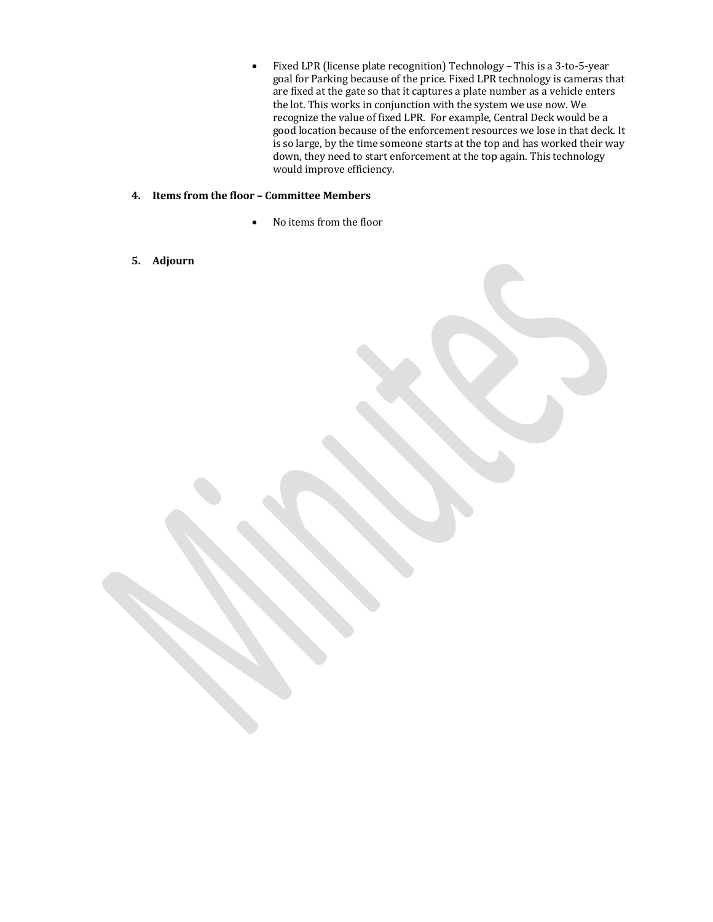- Fixed LPR (license plate recognition) Technology – This is a 3-to-5-year goal for Parking because of the price. Fixed LPR technology is cameras that are fixed at the gate so that it captures a plate number as a vehicle enters the lot. This works in conjunction with the system we use now. We recognize the value of fixed LPR. For example, Central Deck would be a good location because of the enforcement resources we lose in that deck. It is so large, by the time someone starts at the top and has worked their way down, they need to start enforcement at the top again. This technology would improve efficiency.

**4. Items from the floor – Committee Members**

- No items from the floor

**5. Adjourn**